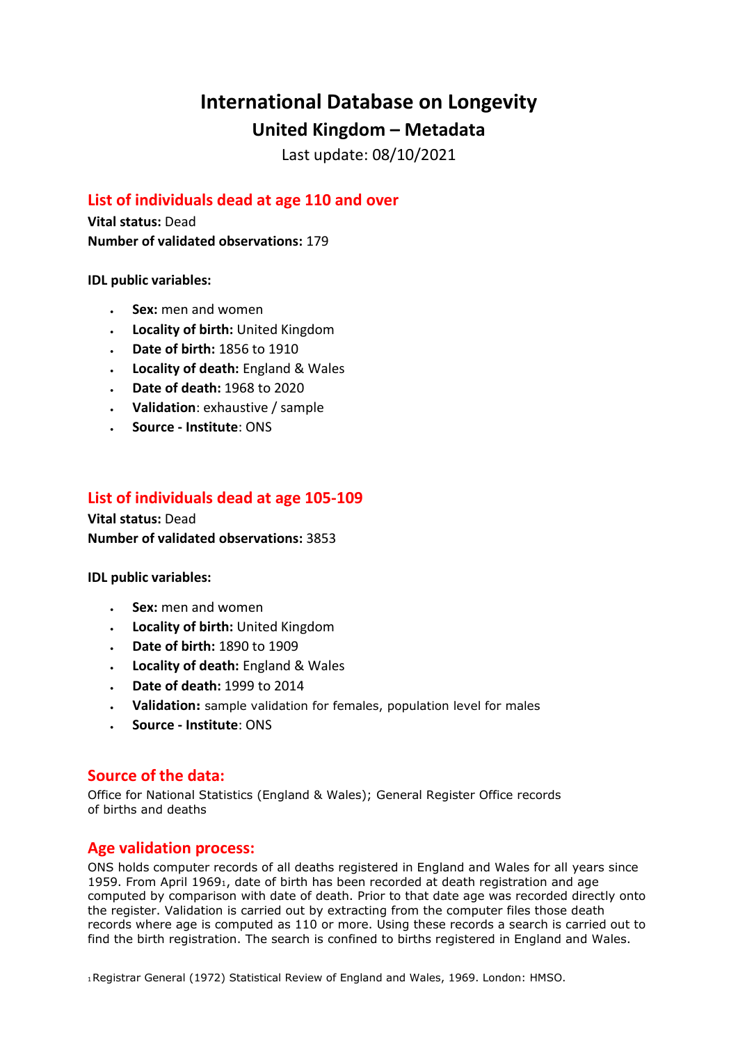# International Database on Longevity

## United Kingdom – Metadata

Last update: 08/10/2021

### List of individuals dead at age 110 and over

**Vital status:** Dead
**Number of validated observations:** 179

**IDL public variables:**

- **Sex:** men and women
- **Locality of birth:** United Kingdom
- **Date of birth:** 1856 to 1910
- **Locality of death:** England & Wales
- **Date of death:** 1968 to 2020
- **Validation**: exhaustive / sample
- **Source - Institute**: ONS

### List of individuals dead at age 105-109

**Vital status:** Dead
**Number of validated observations:** 3853

**IDL public variables:**

- **Sex:** men and women
- **Locality of birth:** United Kingdom
- **Date of birth:** 1890 to 1909
- **Locality of death:** England & Wales
- **Date of death:** 1999 to 2014
- **Validation:** sample validation for females, population level for males
- **Source - Institute**: ONS

### Source of the data:

Office for National Statistics (England & Wales); General Register Office records of births and deaths

### Age validation process:

ONS holds computer records of all deaths registered in England and Wales for all years since 1959. From April 1969[1], date of birth has been recorded at death registration and age computed by comparison with date of death. Prior to that date age was recorded directly onto the register. Validation is carried out by extracting from the computer files those death records where age is computed as 110 or more. Using these records a search is carried out to find the birth registration. The search is confined to births registered in England and Wales.

[1] Registrar General (1972) Statistical Review of England and Wales, 1969. London: HMSO.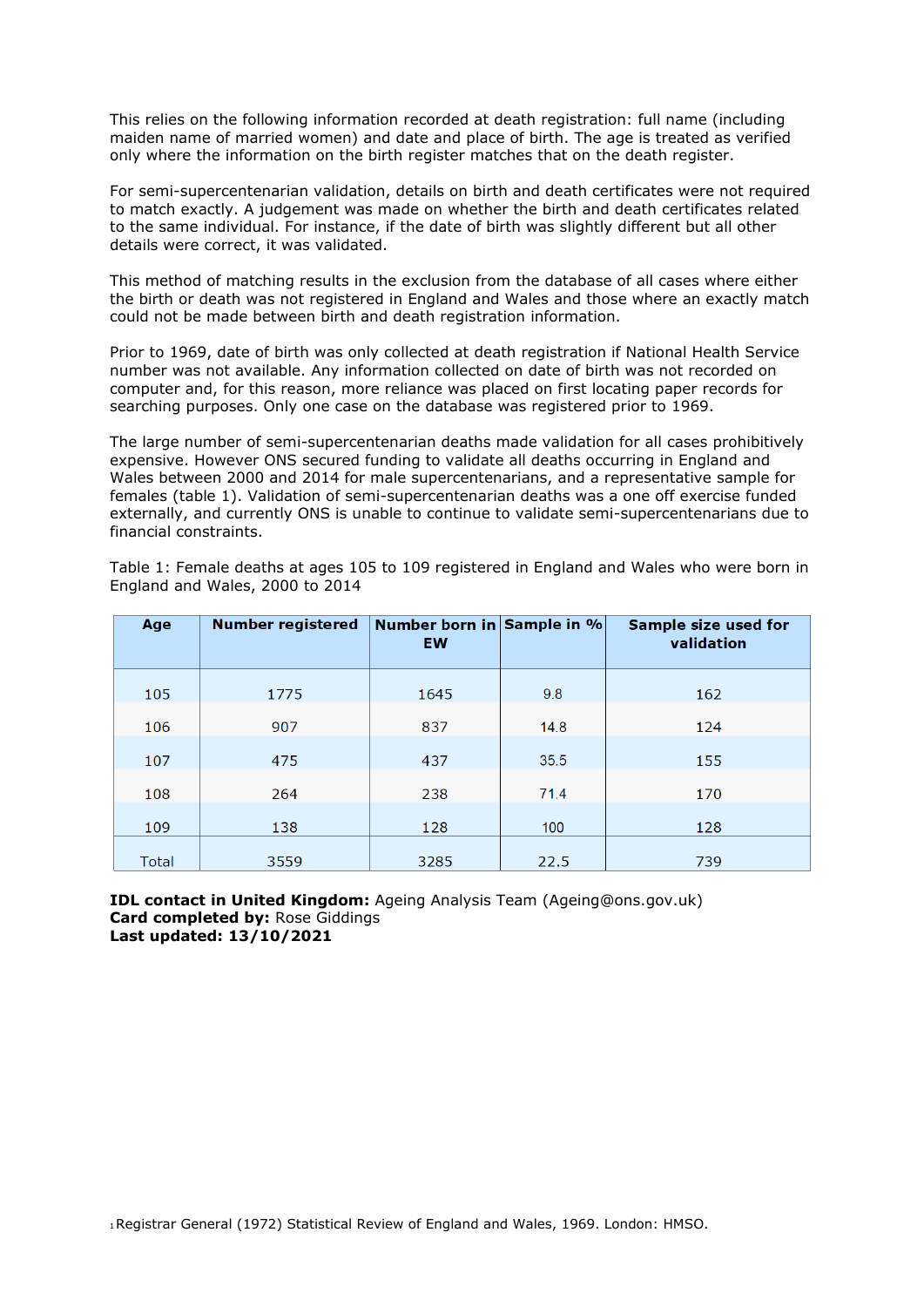This relies on the following information recorded at death registration: full name (including maiden name of married women) and date and place of birth. The age is treated as verified only where the information on the birth register matches that on the death register.

For semi-supercentenarian validation, details on birth and death certificates were not required to match exactly. A judgement was made on whether the birth and death certificates related to the same individual. For instance, if the date of birth was slightly different but all other details were correct, it was validated.

This method of matching results in the exclusion from the database of all cases where either the birth or death was not registered in England and Wales and those where an exactly match could not be made between birth and death registration information.

Prior to 1969, date of birth was only collected at death registration if National Health Service number was not available. Any information collected on date of birth was not recorded on computer and, for this reason, more reliance was placed on first locating paper records for searching purposes. Only one case on the database was registered prior to 1969.

The large number of semi-supercentenarian deaths made validation for all cases prohibitively expensive. However ONS secured funding to validate all deaths occurring in England and Wales between 2000 and 2014 for male supercentenarians, and a representative sample for females (table 1). Validation of semi-supercentenarian deaths was a one off exercise funded externally, and currently ONS is unable to continue to validate semi-supercentenarians due to financial constraints.

Table 1: Female deaths at ages 105 to 109 registered in England and Wales who were born in England and Wales, 2000 to 2014

| Age | Number registered | Number born in EW | Sample in % | Sample size used for validation |
|---|---|---|---|---|
| 105 | 1775 | 1645 | 9.8 | 162 |
| 106 | 907 | 837 | 14.8 | 124 |
| 107 | 475 | 437 | 35.5 | 155 |
| 108 | 264 | 238 | 71.4 | 170 |
| 109 | 138 | 128 | 100 | 128 |
| Total | 3559 | 3285 | 22.5 | 739 |

**IDL contact in United Kingdom:** Ageing Analysis Team (Ageing@ons.gov.uk)
**Card completed by:** Rose Giddings
**Last updated: 13/10/2021**

[1] Registrar General (1972) Statistical Review of England and Wales, 1969. London: HMSO.